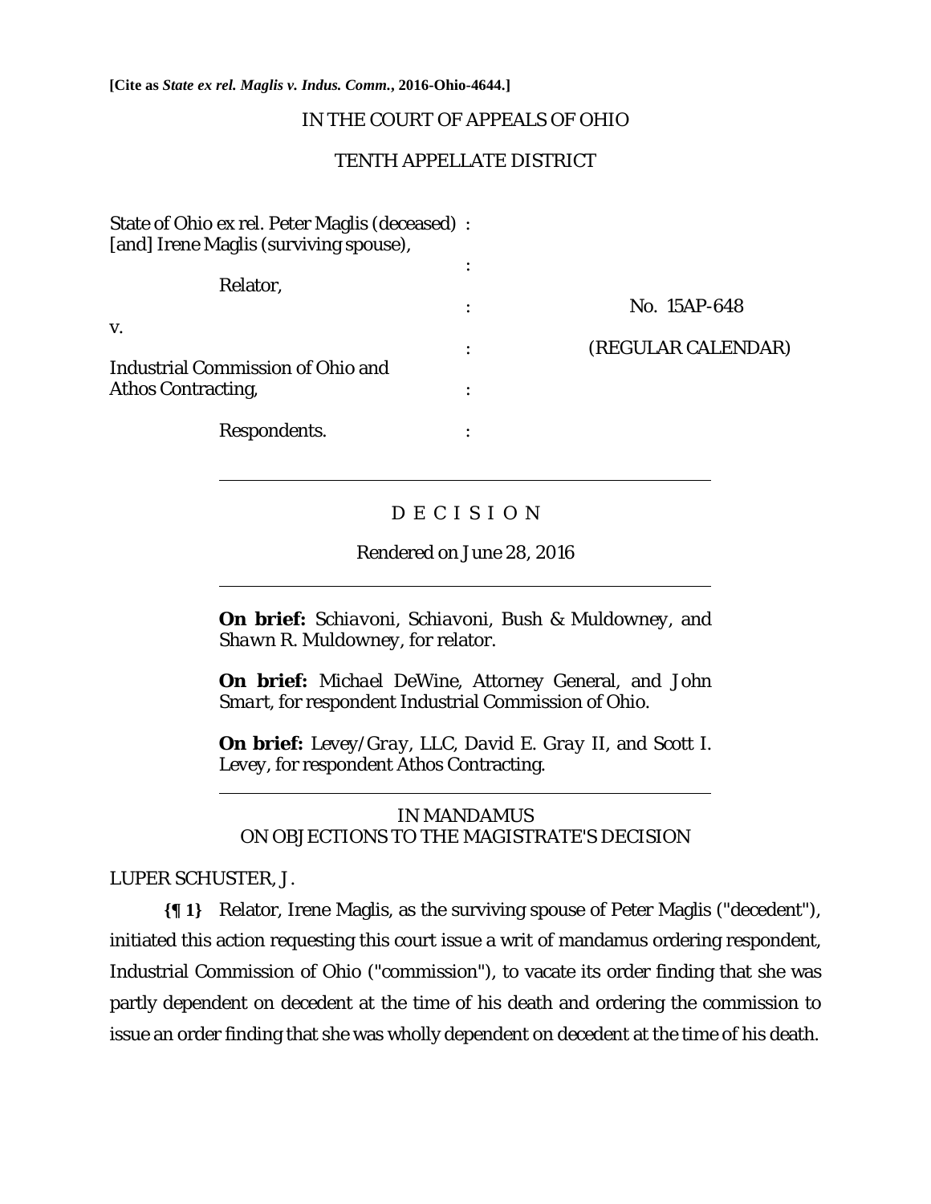**[Cite as *State ex rel. Maglis v. Indus. Comm.*, 2016-Ohio-4644.]**

IN THE COURT OF APPEALS OF OHIO

TENTH APPELLATE DISTRICT

| | | |
|---|---|---|
| State of Ohio ex rel. Peter Maglis (deceased) [and] Irene Maglis (surviving spouse), | : | |
| | : | |
| Relator, | : | No. 15AP-648 |
| v. | : | (REGULAR CALENDAR) |
| Industrial Commission of Ohio and Athos Contracting, | : | |
| Respondents. | : | |

D E C I S I O N

Rendered on June 28, 2016

**On brief:** *Schiavoni, Schiavoni, Bush & Muldowney*, and *Shawn R. Muldowney*, for relator.

**On brief:** *Michael DeWine*, Attorney General, and *John Smart*, for respondent Industrial Commission of Ohio.

**On brief:** *Levey/Gray, LLC*, *David E. Gray II*, and *Scott I. Levey*, for respondent Athos Contracting.

IN MANDAMUS
ON OBJECTIONS TO THE MAGISTRATE'S DECISION

LUPER SCHUSTER, J.

**{¶ 1}** Relator, Irene Maglis, as the surviving spouse of Peter Maglis ("decedent"), initiated this action requesting this court issue a writ of mandamus ordering respondent, Industrial Commission of Ohio ("commission"), to vacate its order finding that she was partly dependent on decedent at the time of his death and ordering the commission to issue an order finding that she was wholly dependent on decedent at the time of his death.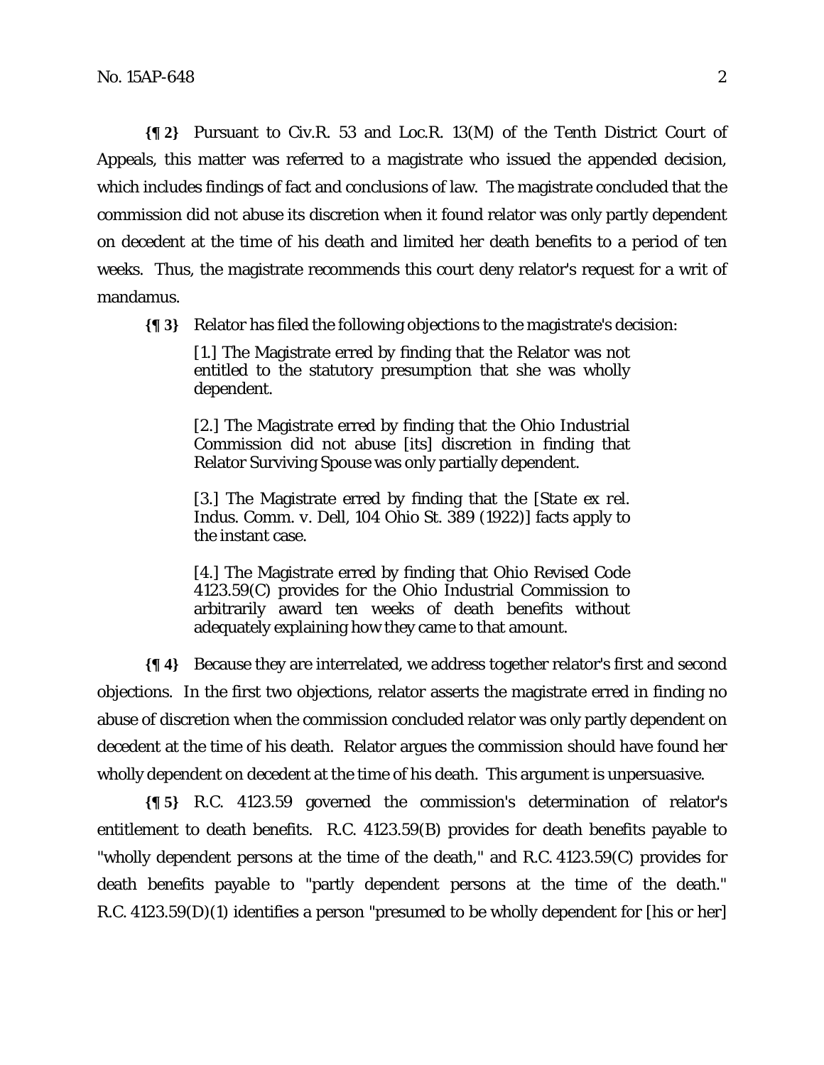**{¶ 2}** Pursuant to Civ.R. 53 and Loc.R. 13(M) of the Tenth District Court of Appeals, this matter was referred to a magistrate who issued the appended decision, which includes findings of fact and conclusions of law. The magistrate concluded that the commission did not abuse its discretion when it found relator was only partly dependent on decedent at the time of his death and limited her death benefits to a period of ten weeks. Thus, the magistrate recommends this court deny relator's request for a writ of mandamus.

**{¶ 3}** Relator has filed the following objections to the magistrate's decision:

> [1.] The Magistrate erred by finding that the Relator was not entitled to the statutory presumption that she was wholly dependent.
>
> [2.] The Magistrate erred by finding that the Ohio Industrial Commission did not abuse [its] discretion in finding that Relator Surviving Spouse was only partially dependent.
>
> [3.] The Magistrate erred by finding that the [*State ex rel. Indus. Comm. v. Dell*, 104 Ohio St. 389 (1922)] facts apply to the instant case.
>
> [4.] The Magistrate erred by finding that Ohio Revised Code 4123.59(C) provides for the Ohio Industrial Commission to arbitrarily award ten weeks of death benefits without adequately explaining how they came to that amount.

**{¶ 4}** Because they are interrelated, we address together relator's first and second objections. In the first two objections, relator asserts the magistrate erred in finding no abuse of discretion when the commission concluded relator was only partly dependent on decedent at the time of his death. Relator argues the commission should have found her wholly dependent on decedent at the time of his death. This argument is unpersuasive.

**{¶ 5}** R.C. 4123.59 governed the commission's determination of relator's entitlement to death benefits. R.C. 4123.59(B) provides for death benefits payable to "wholly dependent persons at the time of the death," and R.C. 4123.59(C) provides for death benefits payable to "partly dependent persons at the time of the death." R.C. 4123.59(D)(1) identifies a person "presumed to be wholly dependent for [his or her]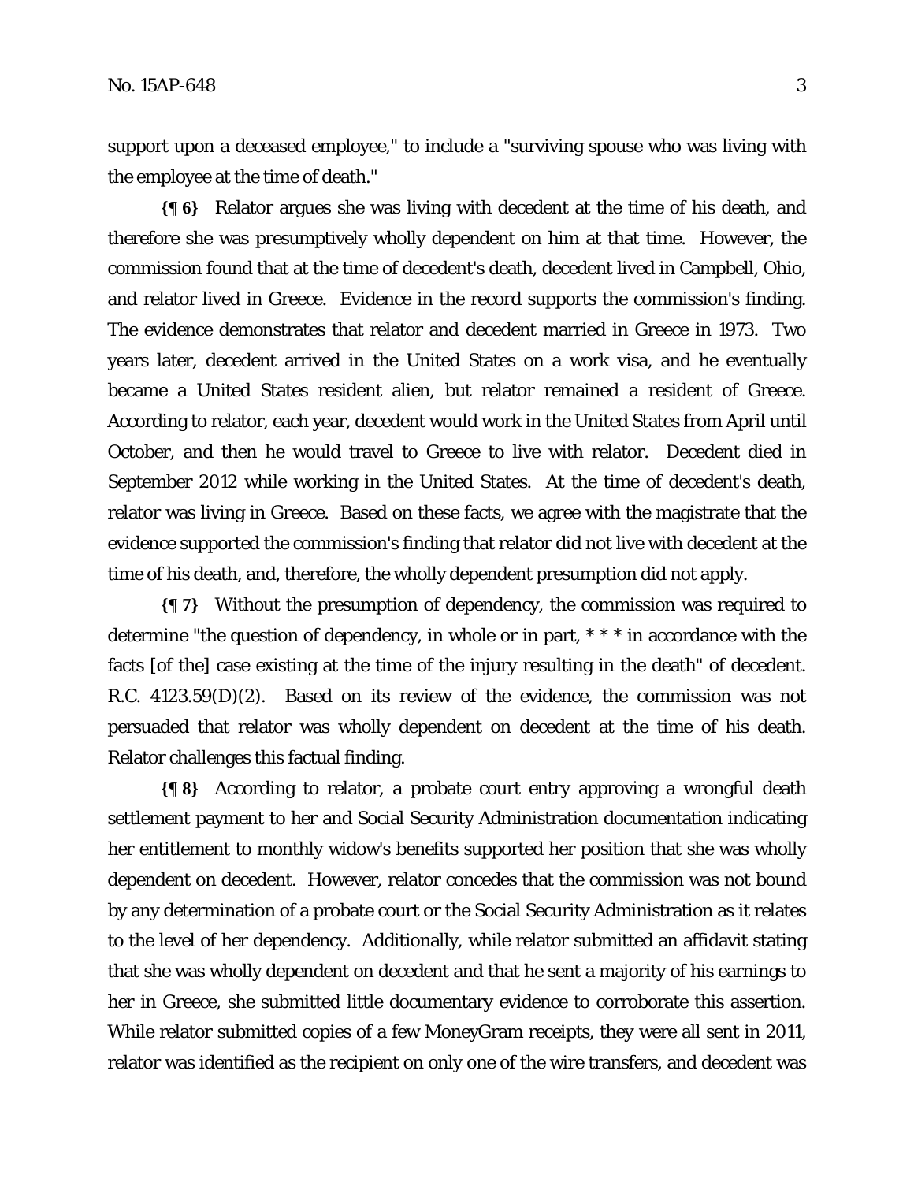support upon a deceased employee," to include a "surviving spouse who was living with the employee at the time of death."

**{¶ 6}** Relator argues she was living with decedent at the time of his death, and therefore she was presumptively wholly dependent on him at that time. However, the commission found that at the time of decedent's death, decedent lived in Campbell, Ohio, and relator lived in Greece. Evidence in the record supports the commission's finding. The evidence demonstrates that relator and decedent married in Greece in 1973. Two years later, decedent arrived in the United States on a work visa, and he eventually became a United States resident alien, but relator remained a resident of Greece. According to relator, each year, decedent would work in the United States from April until October, and then he would travel to Greece to live with relator. Decedent died in September 2012 while working in the United States. At the time of decedent's death, relator was living in Greece. Based on these facts, we agree with the magistrate that the evidence supported the commission's finding that relator did not live with decedent at the time of his death, and, therefore, the wholly dependent presumption did not apply.

**{¶ 7}** Without the presumption of dependency, the commission was required to determine "the question of dependency, in whole or in part, * * * in accordance with the facts [of the] case existing at the time of the injury resulting in the death" of decedent. R.C. 4123.59(D)(2). Based on its review of the evidence, the commission was not persuaded that relator was wholly dependent on decedent at the time of his death. Relator challenges this factual finding.

**{¶ 8}** According to relator, a probate court entry approving a wrongful death settlement payment to her and Social Security Administration documentation indicating her entitlement to monthly widow's benefits supported her position that she was wholly dependent on decedent. However, relator concedes that the commission was not bound by any determination of a probate court or the Social Security Administration as it relates to the level of her dependency. Additionally, while relator submitted an affidavit stating that she was wholly dependent on decedent and that he sent a majority of his earnings to her in Greece, she submitted little documentary evidence to corroborate this assertion. While relator submitted copies of a few MoneyGram receipts, they were all sent in 2011, relator was identified as the recipient on only one of the wire transfers, and decedent was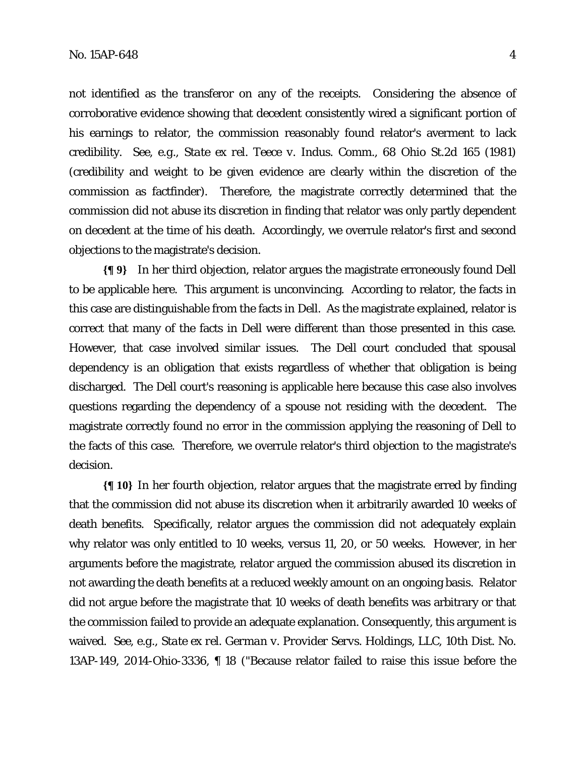not identified as the transferor on any of the receipts. Considering the absence of corroborative evidence showing that decedent consistently wired a significant portion of his earnings to relator, the commission reasonably found relator's averment to lack credibility. See, e.g., *State ex rel. Teece v. Indus. Comm.*, 68 Ohio St.2d 165 (1981) (credibility and weight to be given evidence are clearly within the discretion of the commission as factfinder). Therefore, the magistrate correctly determined that the commission did not abuse its discretion in finding that relator was only partly dependent on decedent at the time of his death. Accordingly, we overrule relator's first and second objections to the magistrate's decision.

**{¶ 9}** In her third objection, relator argues the magistrate erroneously found *Dell* to be applicable here. This argument is unconvincing. According to relator, the facts in this case are distinguishable from the facts in *Dell*. As the magistrate explained, relator is correct that many of the facts in *Dell* were different than those presented in this case. However, that case involved similar issues. The *Dell* court concluded that spousal dependency is an obligation that exists regardless of whether that obligation is being discharged. The *Dell* court's reasoning is applicable here because this case also involves questions regarding the dependency of a spouse not residing with the decedent. The magistrate correctly found no error in the commission applying the reasoning of *Dell* to the facts of this case. Therefore, we overrule relator's third objection to the magistrate's decision.

**{¶ 10}** In her fourth objection, relator argues that the magistrate erred by finding that the commission did not abuse its discretion when it arbitrarily awarded 10 weeks of death benefits. Specifically, relator argues the commission did not adequately explain why relator was only entitled to 10 weeks, versus 11, 20, or 50 weeks. However, in her arguments before the magistrate, relator argued the commission abused its discretion in not awarding the death benefits at a reduced weekly amount on an ongoing basis. Relator did not argue before the magistrate that 10 weeks of death benefits was arbitrary or that the commission failed to provide an adequate explanation. Consequently, this argument is waived. See, e.g., *State ex rel. German v. Provider Servs. Holdings, LLC*, 10th Dist. No. 13AP-149, 2014-Ohio-3336, ¶ 18 ("Because relator failed to raise this issue before the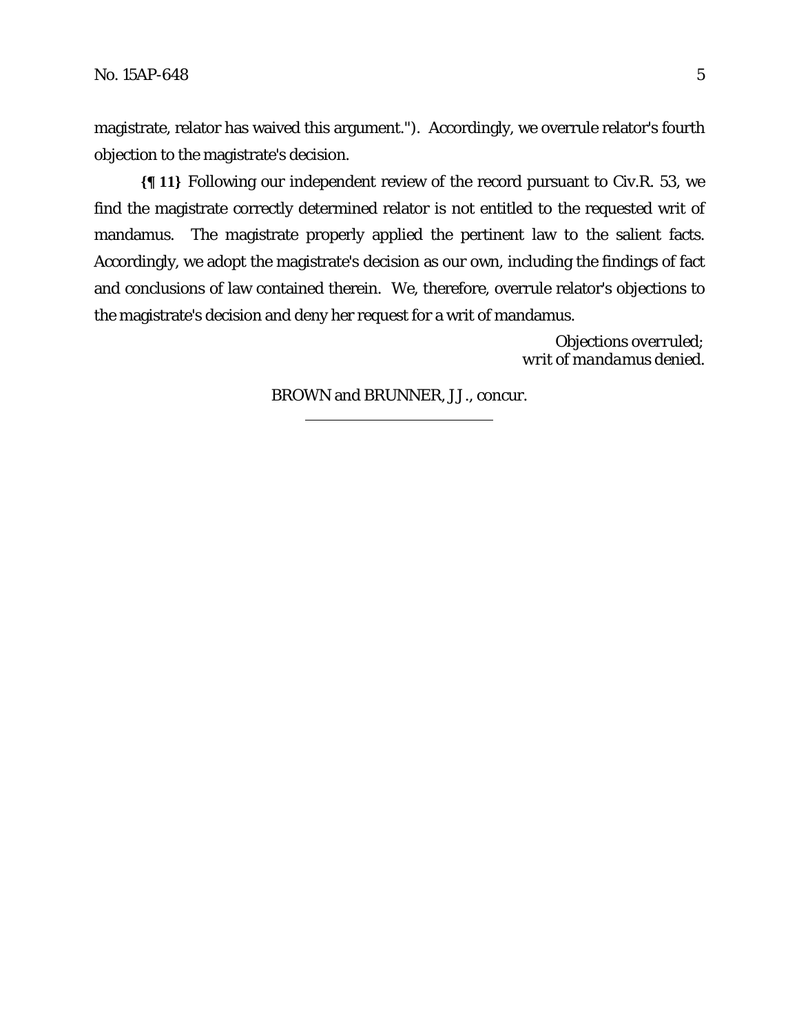magistrate, relator has waived this argument."). Accordingly, we overrule relator's fourth objection to the magistrate's decision.

**{¶ 11}** Following our independent review of the record pursuant to Civ.R. 53, we find the magistrate correctly determined relator is not entitled to the requested writ of mandamus. The magistrate properly applied the pertinent law to the salient facts. Accordingly, we adopt the magistrate's decision as our own, including the findings of fact and conclusions of law contained therein. We, therefore, overrule relator's objections to the magistrate's decision and deny her request for a writ of mandamus.

*Objections overruled;*
*writ of mandamus denied.*

BROWN and BRUNNER, JJ., concur.

---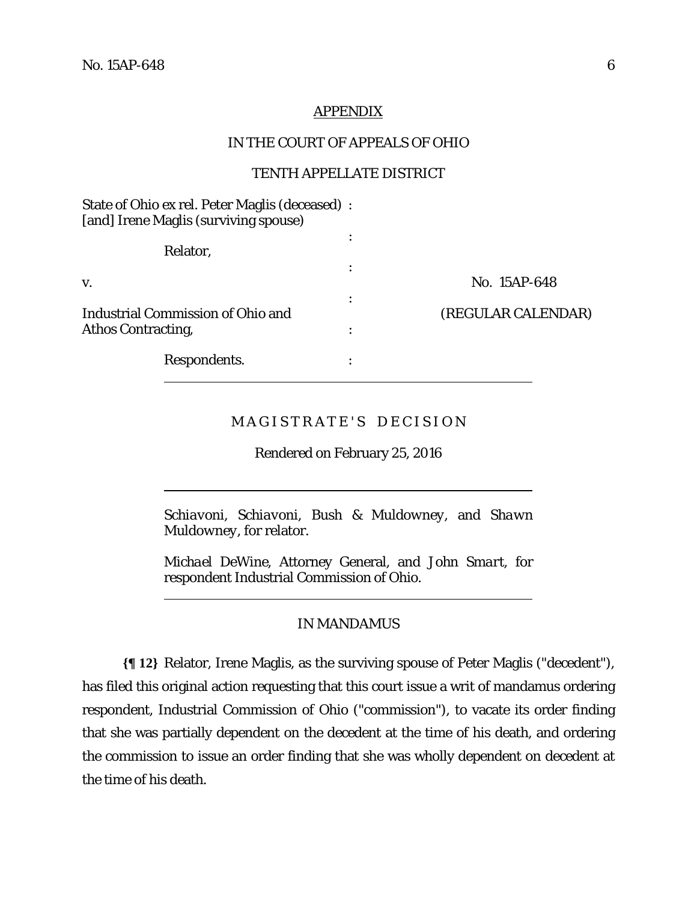APPENDIX

IN THE COURT OF APPEALS OF OHIO

TENTH APPELLATE DISTRICT

State of Ohio ex rel. Peter Maglis (deceased) [and] Irene Maglis (surviving spouse)

Relator,

v. No. 15AP-648

(REGULAR CALENDAR)

Industrial Commission of Ohio and Athos Contracting,

Respondents.

---

MAGISTRATE'S DECISION

Rendered on February 25, 2016

---

*Schiavoni, Schiavoni, Bush & Muldowney*, and *Shawn Muldowney*, for relator.

*Michael DeWine*, Attorney General, and *John Smart*, for respondent Industrial Commission of Ohio.

---

IN MANDAMUS

**{¶ 12}** Relator, Irene Maglis, as the surviving spouse of Peter Maglis ("decedent"), has filed this original action requesting that this court issue a writ of mandamus ordering respondent, Industrial Commission of Ohio ("commission"), to vacate its order finding that she was partially dependent on the decedent at the time of his death, and ordering the commission to issue an order finding that she was wholly dependent on decedent at the time of his death.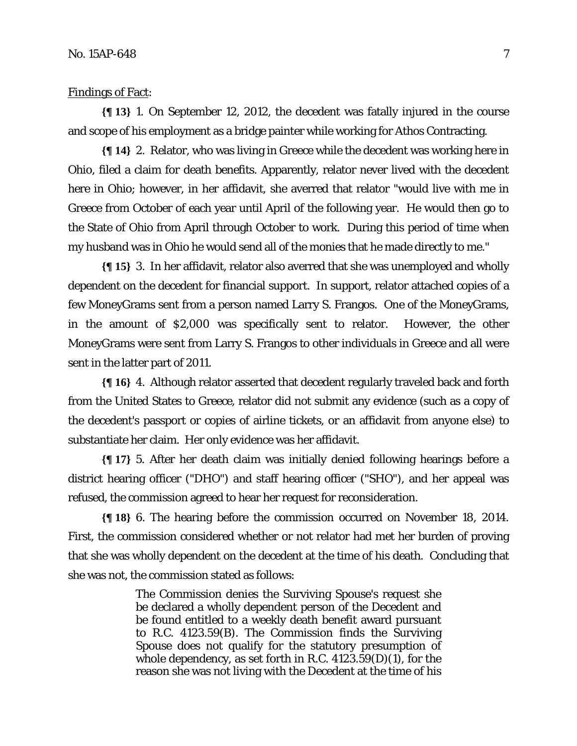Findings of Fact:

**{¶ 13}** 1. On September 12, 2012, the decedent was fatally injured in the course and scope of his employment as a bridge painter while working for Athos Contracting.

**{¶ 14}** 2. Relator, who was living in Greece while the decedent was working here in Ohio, filed a claim for death benefits. Apparently, relator never lived with the decedent here in Ohio; however, in her affidavit, she averred that relator "would live with me in Greece from October of each year until April of the following year. He would then go to the State of Ohio from April through October to work. During this period of time when my husband was in Ohio he would send all of the monies that he made directly to me."

**{¶ 15}** 3. In her affidavit, relator also averred that she was unemployed and wholly dependent on the decedent for financial support. In support, relator attached copies of a few MoneyGrams sent from a person named Larry S. Frangos. One of the MoneyGrams, in the amount of $2,000 was specifically sent to relator. However, the other MoneyGrams were sent from Larry S. Frangos to other individuals in Greece and all were sent in the latter part of 2011.

**{¶ 16}** 4. Although relator asserted that decedent regularly traveled back and forth from the United States to Greece, relator did not submit any evidence (such as a copy of the decedent's passport or copies of airline tickets, or an affidavit from anyone else) to substantiate her claim. Her only evidence was her affidavit.

**{¶ 17}** 5. After her death claim was initially denied following hearings before a district hearing officer ("DHO") and staff hearing officer ("SHO"), and her appeal was refused, the commission agreed to hear her request for reconsideration.

**{¶ 18}** 6. The hearing before the commission occurred on November 18, 2014. First, the commission considered whether or not relator had met her burden of proving that she was wholly dependent on the decedent at the time of his death. Concluding that she was not, the commission stated as follows:

> The Commission denies the Surviving Spouse's request she be declared a wholly dependent person of the Decedent and be found entitled to a weekly death benefit award pursuant to R.C. 4123.59(B). The Commission finds the Surviving Spouse does not qualify for the statutory presumption of whole dependency, as set forth in R.C. 4123.59(D)(1), for the reason she was not living with the Decedent at the time of his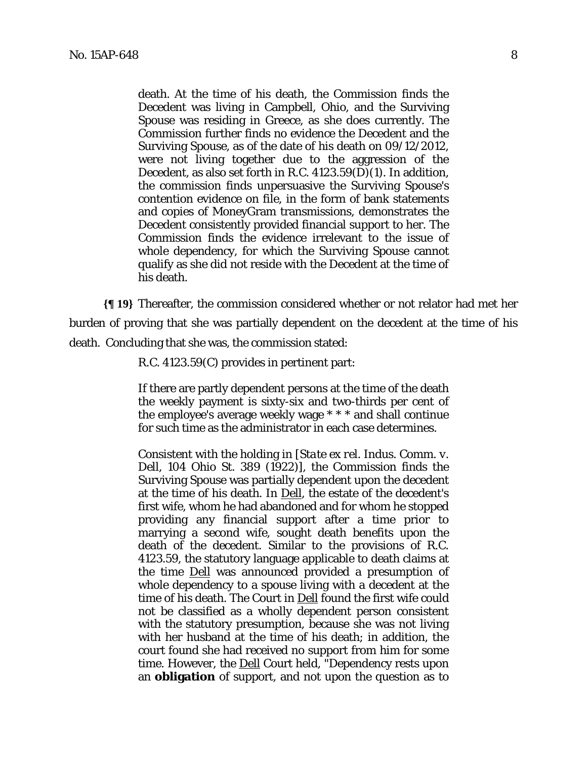> death. At the time of his death, the Commission finds the Decedent was living in Campbell, Ohio, and the Surviving Spouse was residing in Greece, as she does currently. The Commission further finds no evidence the Decedent and the Surviving Spouse, as of the date of his death on 09/12/2012, were not living together due to the aggression of the Decedent, as also set forth in R.C. 4123.59(D)(1). In addition, the commission finds unpersuasive the Surviving Spouse's contention evidence on file, in the form of bank statements and copies of MoneyGram transmissions, demonstrates the Decedent consistently provided financial support to her. The Commission finds the evidence irrelevant to the issue of whole dependency, for which the Surviving Spouse cannot qualify as she did not reside with the Decedent at the time of his death.

**{¶ 19}** Thereafter, the commission considered whether or not relator had met her burden of proving that she was partially dependent on the decedent at the time of his death. Concluding that she was, the commission stated:

> R.C. 4123.59(C) provides in pertinent part:
>
> If there are partly dependent persons at the time of the death the weekly payment is sixty-six and two-thirds per cent of the employee's average weekly wage * * * and shall continue for such time as the administrator in each case determines.
>
> Consistent with the holding in [*State ex rel. Indus. Comm. v. Dell*, 104 Ohio St. 389 (1922)], the Commission finds the Surviving Spouse was partially dependent upon the decedent at the time of his death. In Dell, the estate of the decedent's first wife, whom he had abandoned and for whom he stopped providing any financial support after a time prior to marrying a second wife, sought death benefits upon the death of the decedent. Similar to the provisions of R.C. 4123.59, the statutory language applicable to death claims at the time Dell was announced provided a presumption of whole dependency to a spouse living with a decedent at the time of his death. The Court in Dell found the first wife could not be classified as a wholly dependent person consistent with the statutory presumption, because she was not living with her husband at the time of his death; in addition, the court found she had received no support from him for some time. However, the Dell Court held, "Dependency rests upon an **obligation** of support, and not upon the question as to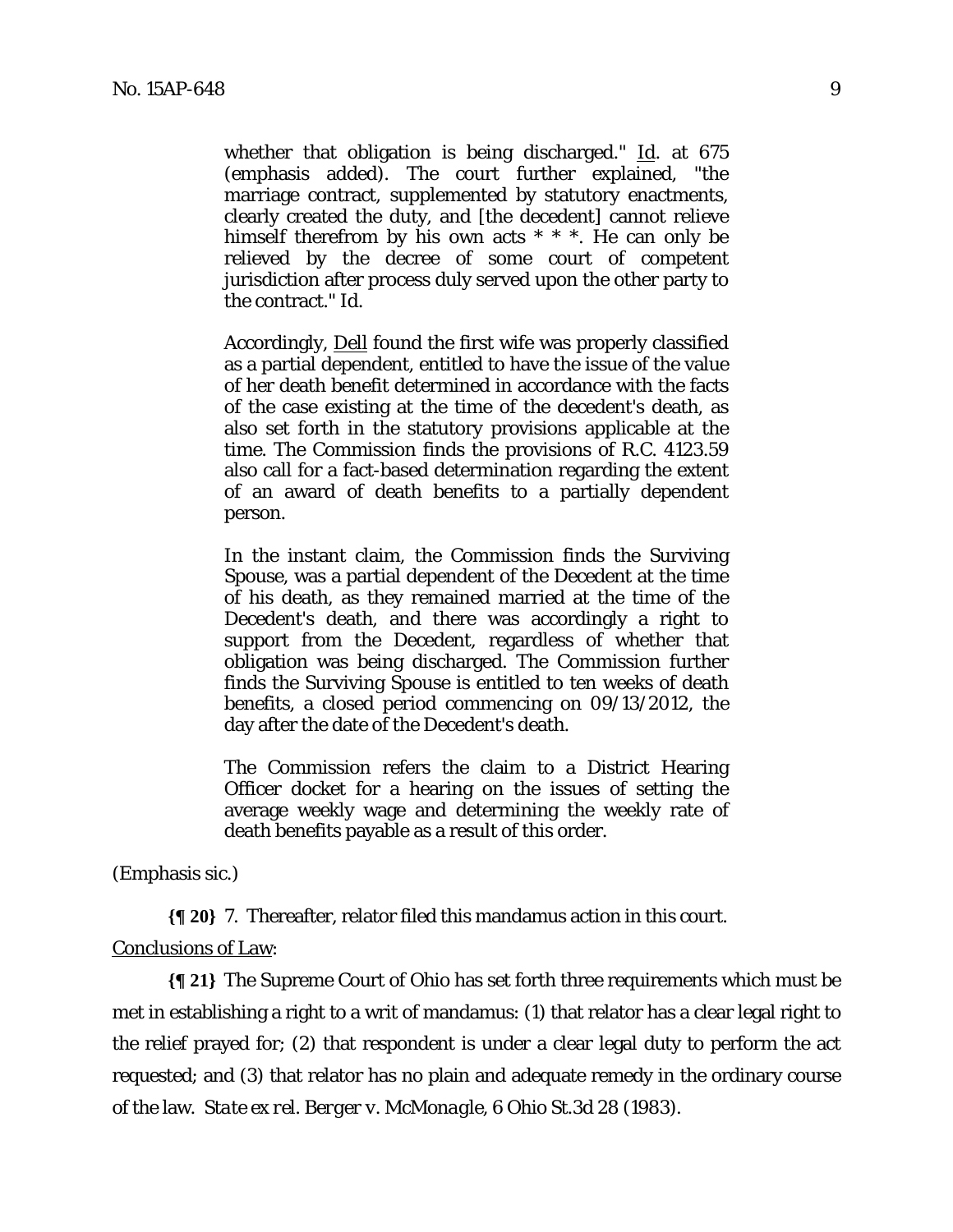> whether that obligation is being discharged." Id. at 675 (emphasis added). The court further explained, "the marriage contract, supplemented by statutory enactments, clearly created the duty, and [the decedent] cannot relieve himself therefrom by his own acts * * *. He can only be relieved by the decree of some court of competent jurisdiction after process duly served upon the other party to the contract." Id.
>
> Accordingly, Dell found the first wife was properly classified as a partial dependent, entitled to have the issue of the value of her death benefit determined in accordance with the facts of the case existing at the time of the decedent's death, as also set forth in the statutory provisions applicable at the time. The Commission finds the provisions of R.C. 4123.59 also call for a fact-based determination regarding the extent of an award of death benefits to a partially dependent person.
>
> In the instant claim, the Commission finds the Surviving Spouse, was a partial dependent of the Decedent at the time of his death, as they remained married at the time of the Decedent's death, and there was accordingly a right to support from the Decedent, regardless of whether that obligation was being discharged. The Commission further finds the Surviving Spouse is entitled to ten weeks of death benefits, a closed period commencing on 09/13/2012, the day after the date of the Decedent's death.
>
> The Commission refers the claim to a District Hearing Officer docket for a hearing on the issues of setting the average weekly wage and determining the weekly rate of death benefits payable as a result of this order.

(Emphasis sic.)

**{¶ 20}** 7. Thereafter, relator filed this mandamus action in this court.

Conclusions of Law:

**{¶ 21}** The Supreme Court of Ohio has set forth three requirements which must be met in establishing a right to a writ of mandamus: (1) that relator has a clear legal right to the relief prayed for; (2) that respondent is under a clear legal duty to perform the act requested; and (3) that relator has no plain and adequate remedy in the ordinary course of the law. *State ex rel. Berger v. McMonagle*, 6 Ohio St.3d 28 (1983).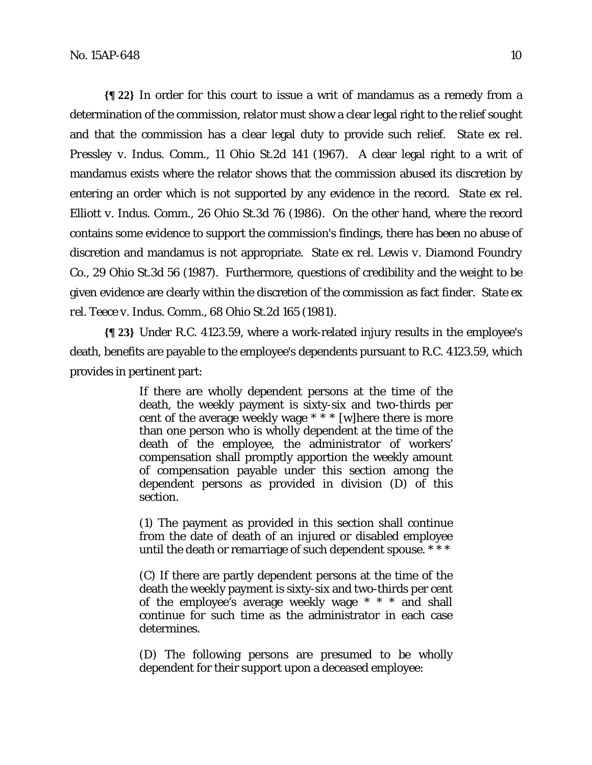**{¶ 22}** In order for this court to issue a writ of mandamus as a remedy from a determination of the commission, relator must show a clear legal right to the relief sought and that the commission has a clear legal duty to provide such relief. *State ex rel. Pressley v. Indus. Comm.*, 11 Ohio St.2d 141 (1967). A clear legal right to a writ of mandamus exists where the relator shows that the commission abused its discretion by entering an order which is not supported by any evidence in the record. *State ex rel. Elliott v. Indus. Comm.*, 26 Ohio St.3d 76 (1986). On the other hand, where the record contains some evidence to support the commission's findings, there has been no abuse of discretion and mandamus is not appropriate. *State ex rel. Lewis v. Diamond Foundry Co.*, 29 Ohio St.3d 56 (1987). Furthermore, questions of credibility and the weight to be given evidence are clearly within the discretion of the commission as fact finder. *State ex rel. Teece v. Indus. Comm.*, 68 Ohio St.2d 165 (1981).

**{¶ 23}** Under R.C. 4123.59, where a work-related injury results in the employee's death, benefits are payable to the employee's dependents pursuant to R.C. 4123.59, which provides in pertinent part:

> If there are wholly dependent persons at the time of the death, the weekly payment is sixty-six and two-thirds per cent of the average weekly wage * * * [w]here there is more than one person who is wholly dependent at the time of the death of the employee, the administrator of workers' compensation shall promptly apportion the weekly amount of compensation payable under this section among the dependent persons as provided in division (D) of this section.
>
> (1) The payment as provided in this section shall continue from the date of death of an injured or disabled employee until the death or remarriage of such dependent spouse. * * *
>
> (C) If there are partly dependent persons at the time of the death the weekly payment is sixty-six and two-thirds per cent of the employee's average weekly wage * * * and shall continue for such time as the administrator in each case determines.
>
> (D) The following persons are presumed to be wholly dependent for their support upon a deceased employee: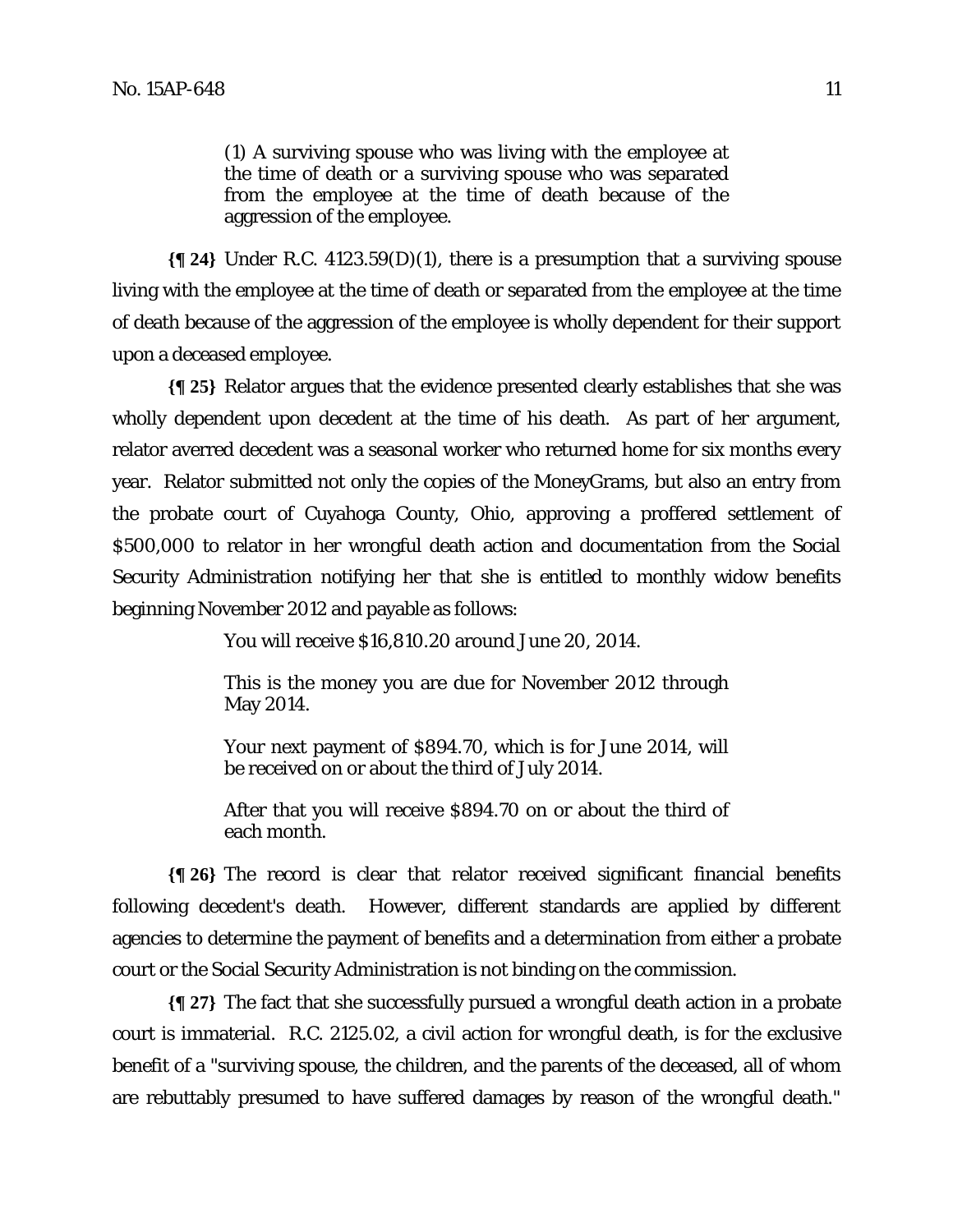> (1) A surviving spouse who was living with the employee at the time of death or a surviving spouse who was separated from the employee at the time of death because of the aggression of the employee.

**{¶ 24}** Under R.C. 4123.59(D)(1), there is a presumption that a surviving spouse living with the employee at the time of death or separated from the employee at the time of death because of the aggression of the employee is wholly dependent for their support upon a deceased employee.

**{¶ 25}** Relator argues that the evidence presented clearly establishes that she was wholly dependent upon decedent at the time of his death. As part of her argument, relator averred decedent was a seasonal worker who returned home for six months every year. Relator submitted not only the copies of the MoneyGrams, but also an entry from the probate court of Cuyahoga County, Ohio, approving a proffered settlement of $500,000 to relator in her wrongful death action and documentation from the Social Security Administration notifying her that she is entitled to monthly widow benefits beginning November 2012 and payable as follows:

> You will receive $16,810.20 around June 20, 2014.
>
> This is the money you are due for November 2012 through May 2014.
>
> Your next payment of $894.70, which is for June 2014, will be received on or about the third of July 2014.
>
> After that you will receive $894.70 on or about the third of each month.

**{¶ 26}** The record is clear that relator received significant financial benefits following decedent's death. However, different standards are applied by different agencies to determine the payment of benefits and a determination from either a probate court or the Social Security Administration is not binding on the commission.

**{¶ 27}** The fact that she successfully pursued a wrongful death action in a probate court is immaterial. R.C. 2125.02, a civil action for wrongful death, is for the exclusive benefit of a "surviving spouse, the children, and the parents of the deceased, all of whom are rebuttably presumed to have suffered damages by reason of the wrongful death."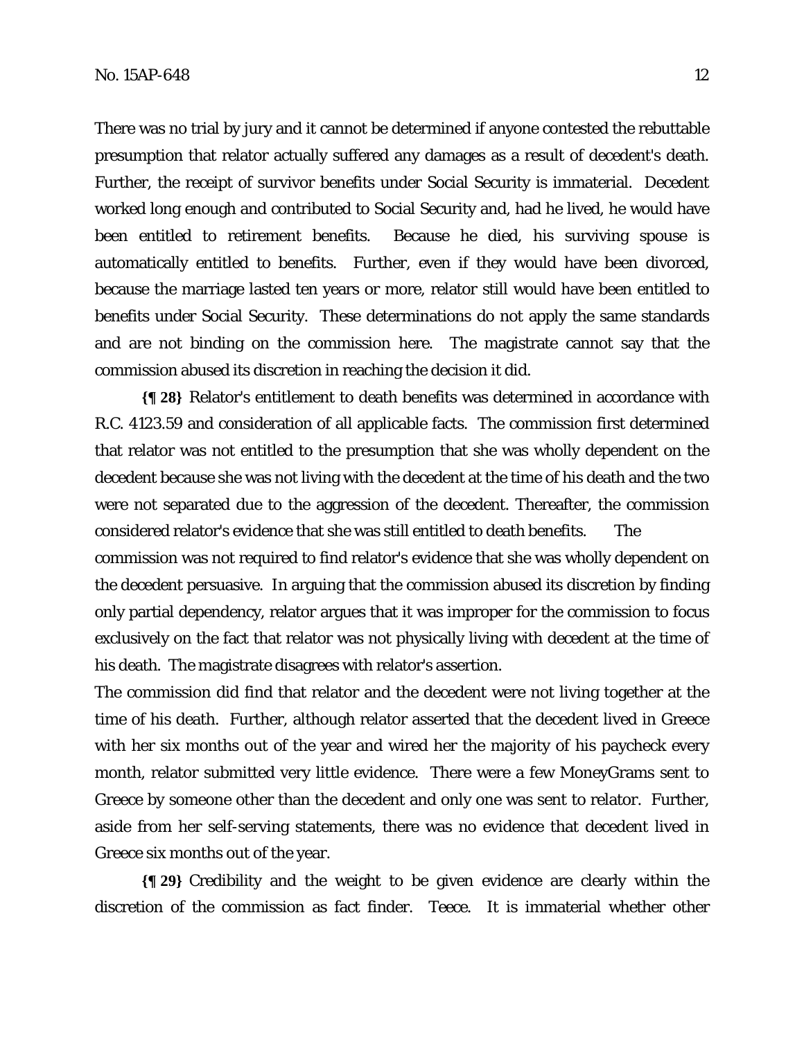There was no trial by jury and it cannot be determined if anyone contested the rebuttable presumption that relator actually suffered any damages as a result of decedent's death. Further, the receipt of survivor benefits under Social Security is immaterial. Decedent worked long enough and contributed to Social Security and, had he lived, he would have been entitled to retirement benefits. Because he died, his surviving spouse is automatically entitled to benefits. Further, even if they would have been divorced, because the marriage lasted ten years or more, relator still would have been entitled to benefits under Social Security. These determinations do not apply the same standards and are not binding on the commission here. The magistrate cannot say that the commission abused its discretion in reaching the decision it did.

**{¶ 28}** Relator's entitlement to death benefits was determined in accordance with R.C. 4123.59 and consideration of all applicable facts. The commission first determined that relator was not entitled to the presumption that she was wholly dependent on the decedent because she was not living with the decedent at the time of his death and the two were not separated due to the aggression of the decedent. Thereafter, the commission considered relator's evidence that she was still entitled to death benefits. The commission was not required to find relator's evidence that she was wholly dependent on the decedent persuasive. In arguing that the commission abused its discretion by finding only partial dependency, relator argues that it was improper for the commission to focus exclusively on the fact that relator was not physically living with decedent at the time of his death. The magistrate disagrees with relator's assertion.

The commission did find that relator and the decedent were not living together at the time of his death. Further, although relator asserted that the decedent lived in Greece with her six months out of the year and wired her the majority of his paycheck every month, relator submitted very little evidence. There were a few MoneyGrams sent to Greece by someone other than the decedent and only one was sent to relator. Further, aside from her self-serving statements, there was no evidence that decedent lived in Greece six months out of the year.

**{¶ 29}** Credibility and the weight to be given evidence are clearly within the discretion of the commission as fact finder. *Teece*. It is immaterial whether other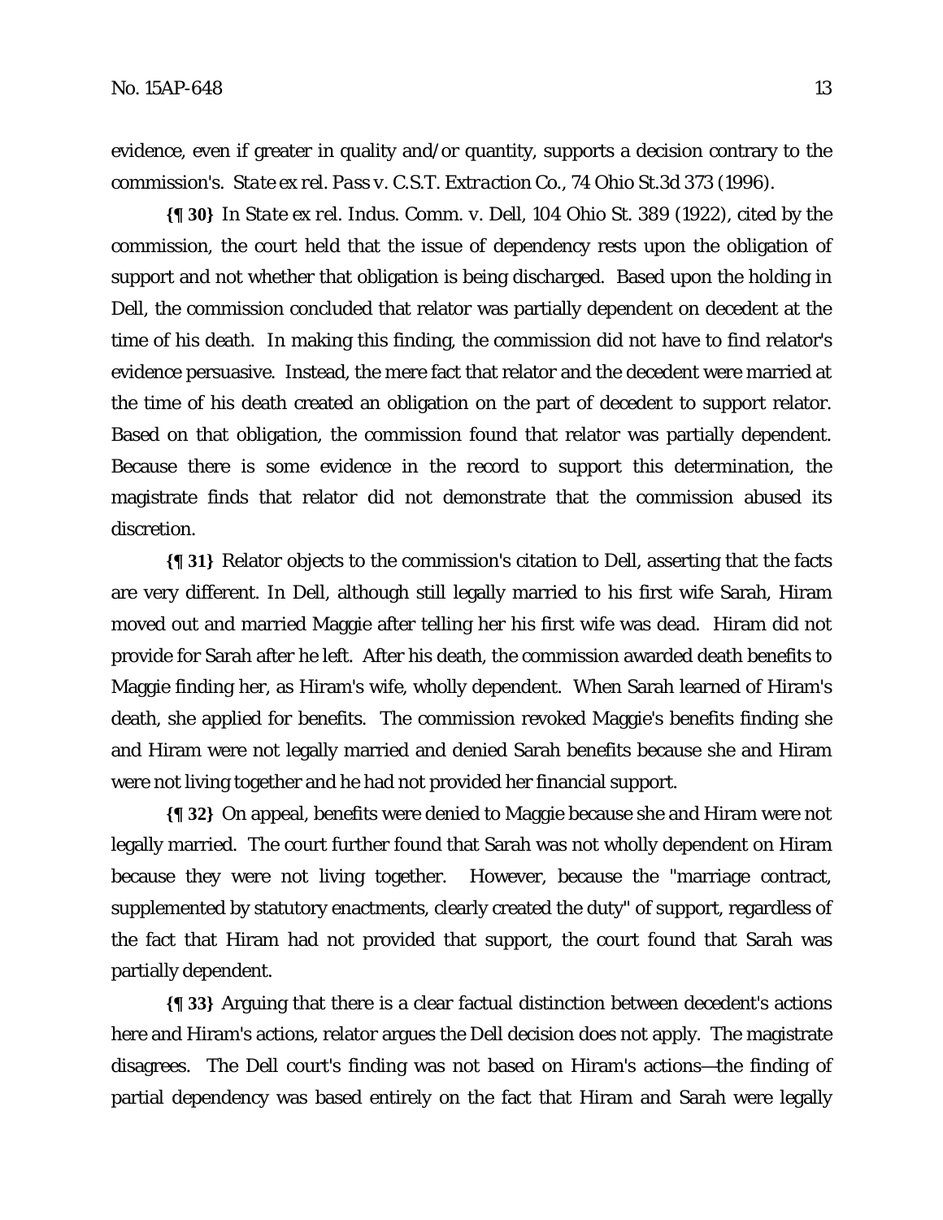evidence, even if greater in quality and/or quantity, supports a decision contrary to the commission's. *State ex rel. Pass v. C.S.T. Extraction Co.*, 74 Ohio St.3d 373 (1996).

**{¶ 30}** In *State ex rel. Indus. Comm. v. Dell*, 104 Ohio St. 389 (1922), cited by the commission, the court held that the issue of dependency rests upon the obligation of support and not whether that obligation is being discharged. Based upon the holding in Dell, the commission concluded that relator was partially dependent on decedent at the time of his death. In making this finding, the commission did not have to find relator's evidence persuasive. Instead, the mere fact that relator and the decedent were married at the time of his death created an obligation on the part of decedent to support relator. Based on that obligation, the commission found that relator was partially dependent. Because there is some evidence in the record to support this determination, the magistrate finds that relator did not demonstrate that the commission abused its discretion.

**{¶ 31}** Relator objects to the commission's citation to Dell, asserting that the facts are very different. In Dell, although still legally married to his first wife Sarah, Hiram moved out and married Maggie after telling her his first wife was dead. Hiram did not provide for Sarah after he left. After his death, the commission awarded death benefits to Maggie finding her, as Hiram's wife, wholly dependent. When Sarah learned of Hiram's death, she applied for benefits. The commission revoked Maggie's benefits finding she and Hiram were not legally married and denied Sarah benefits because she and Hiram were not living together and he had not provided her financial support.

**{¶ 32}** On appeal, benefits were denied to Maggie because she and Hiram were not legally married. The court further found that Sarah was not wholly dependent on Hiram because they were not living together. However, because the "marriage contract, supplemented by statutory enactments, clearly created the duty" of support, regardless of the fact that Hiram had not provided that support, the court found that Sarah was partially dependent.

**{¶ 33}** Arguing that there is a clear factual distinction between decedent's actions here and Hiram's actions, relator argues the Dell decision does not apply. The magistrate disagrees. The Dell court's finding was not based on Hiram's actions—the finding of partial dependency was based entirely on the fact that Hiram and Sarah were legally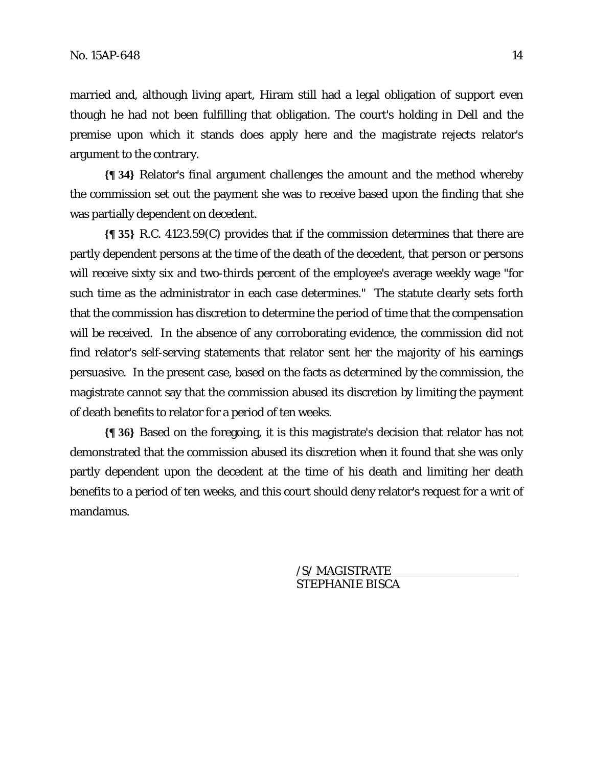married and, although living apart, Hiram still had a legal obligation of support even though he had not been fulfilling that obligation. The court's holding in Dell and the premise upon which it stands does apply here and the magistrate rejects relator's argument to the contrary.

**{¶ 34}** Relator's final argument challenges the amount and the method whereby the commission set out the payment she was to receive based upon the finding that she was partially dependent on decedent.

**{¶ 35}** R.C. 4123.59(C) provides that if the commission determines that there are partly dependent persons at the time of the death of the decedent, that person or persons will receive sixty six and two-thirds percent of the employee's average weekly wage "for such time as the administrator in each case determines." The statute clearly sets forth that the commission has discretion to determine the period of time that the compensation will be received. In the absence of any corroborating evidence, the commission did not find relator's self-serving statements that relator sent her the majority of his earnings persuasive. In the present case, based on the facts as determined by the commission, the magistrate cannot say that the commission abused its discretion by limiting the payment of death benefits to relator for a period of ten weeks.

**{¶ 36}** Based on the foregoing, it is this magistrate's decision that relator has not demonstrated that the commission abused its discretion when it found that she was only partly dependent upon the decedent at the time of his death and limiting her death benefits to a period of ten weeks, and this court should deny relator's request for a writ of mandamus.

/S/ MAGISTRATE
STEPHANIE BISCA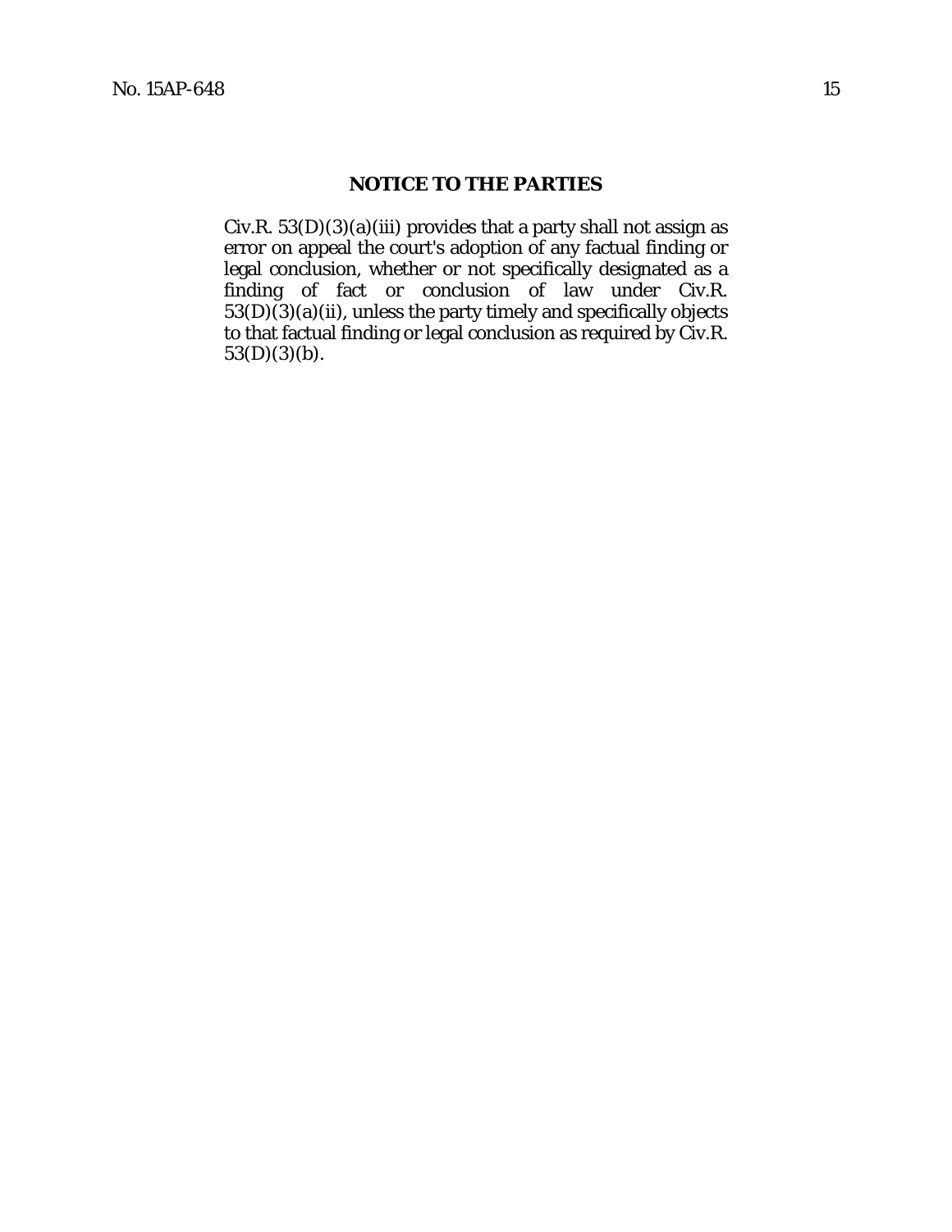## NOTICE TO THE PARTIES

Civ.R. 53(D)(3)(a)(iii) provides that a party shall not assign as error on appeal the court's adoption of any factual finding or legal conclusion, whether or not specifically designated as a finding of fact or conclusion of law under Civ.R. 53(D)(3)(a)(ii), unless the party timely and specifically objects to that factual finding or legal conclusion as required by Civ.R. 53(D)(3)(b).